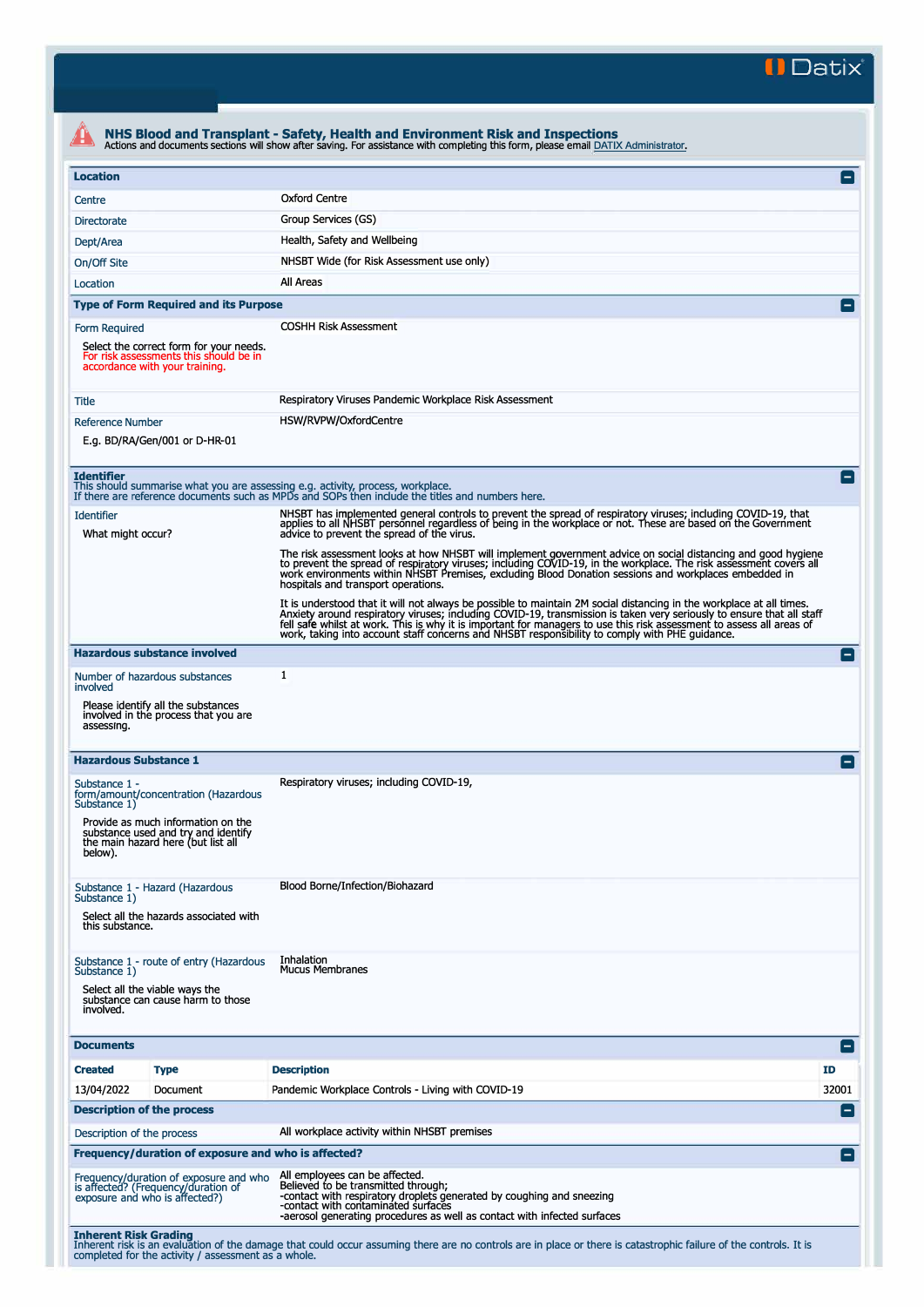Datix

# NHS Blood and Transplant - Safety, Health and Environment Risk and Inspections

Actions and documents sections will show after saving. For assistance with completing this form, please email DATIX Administrator.

## Location

| | |
|---|---|
| Centre | Oxford Centre |
| Directorate | Group Services (GS) |
| Dept/Area | Health, Safety and Wellbeing |
| On/Off Site | NHSBT Wide (for Risk Assessment use only) |
| Location | All Areas |

## Type of Form Required and its Purpose

| | |
|---|---|
| Form Required<br><br>Select the correct form for your needs. For risk assessments this should be in accordance with your training. | COSHH Risk Assessment |
| Title | Respiratory Viruses Pandemic Workplace Risk Assessment |
| Reference Number<br><br>E.g. BD/RA/Gen/001 or D-HR-01 | HSW/RVPW/OxfordCentre |

## Identifier

This should summarise what you are assessing e.g. activity, process, workplace.
If there are reference documents such as MPDs and SOPs then include the titles and numbers here.

**Identifier**

What might occur?

NHSBT has implemented general controls to prevent the spread of respiratory viruses; including COVID-19, that applies to all NHSBT personnel regardless of being in the workplace or not. These are based on the Government advice to prevent the spread of the virus.

The risk assessment looks at how NHSBT will implement government advice on social distancing and good hygiene to prevent the spread of respiratory viruses; including COVID-19, in the workplace. The risk assessment covers all work environments within NHSBT Premises, excluding Blood Donation sessions and workplaces embedded in hospitals and transport operations.

It is understood that it will not always be possible to maintain 2M social distancing in the workplace at all times. Anxiety around respiratory viruses; including COVID-19, transmission is taken very seriously to ensure that all staff fell safe whilst at work. This is why it is important for managers to use this risk assessment to assess all areas of work, taking into account staff concerns and NHSBT responsibility to comply with PHE guidance.

## Hazardous substance involved

| | |
|---|---|
| Number of hazardous substances involved<br><br>Please identify all the substances involved in the process that you are assessing. | 1 |

## Hazardous Substance 1

| | |
|---|---|
| Substance 1 - form/amount/concentration (Hazardous Substance 1)<br><br>Provide as much information on the substance used and try and identify the main hazard here (but list all below). | Respiratory viruses; including COVID-19, |
| Substance 1 - Hazard (Hazardous Substance 1)<br><br>Select all the hazards associated with this substance. | Blood Borne/Infection/Biohazard |
| Substance 1 - route of entry (Hazardous Substance 1)<br><br>Select all the viable ways the substance can cause harm to those involved. | Inhalation<br>Mucus Membranes |

## Documents

| Created | Type | Description | ID |
|---|---|---|---|
| 13/04/2022 | Document | Pandemic Workplace Controls - Living with COVID-19 | 32001 |

## Description of the process

| | |
|---|---|
| Description of the process | All workplace activity within NHSBT premises |

## Frequency/duration of exposure and who is affected?

| | |
|---|---|
| Frequency/duration of exposure and who is affected? (Frequency/duration of exposure and who is affected?) | All employees can be affected.<br>Believed to be transmitted through;<br>-contact with respiratory droplets generated by coughing and sneezing<br>-contact with contaminated surfaces<br>-aerosol generating procedures as well as contact with infected surfaces |

## Inherent Risk Grading

Inherent risk is an evaluation of the damage that could occur assuming there are no controls are in place or there is catastrophic failure of the controls. It is completed for the activity / assessment as a whole.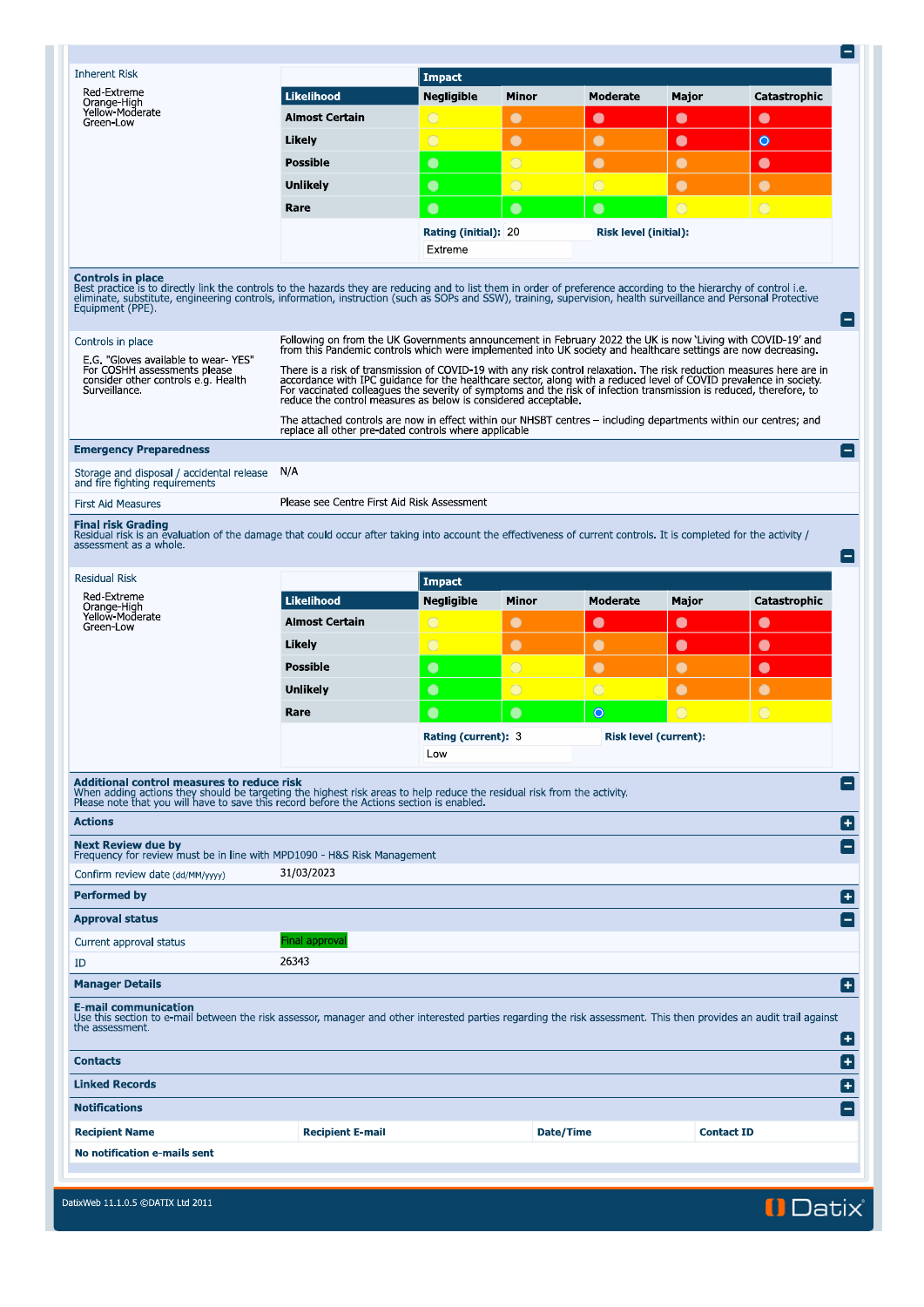Inherent Risk

Red-Extreme
Orange-High
Yellow-Moderate
Green-Low

| | Impact | | | | |
|---|---|---|---|---|---|
| **Likelihood** | **Negligible** | **Minor** | **Moderate** | **Major** | **Catastrophic** |
| **Almost Certain** | | | | | |
| **Likely** | | | | | ◉ |
| **Possible** | | | | | |
| **Unlikely** | | | | | |
| **Rare** | | | | | |

**Rating (initial):** 20 **Risk level (initial):** Extreme

## Controls in place

Best practice is to directly link the controls to the hazards they are reducing and to list them in order of preference according to the hierarchy of control i.e. eliminate, substitute, engineering controls, information, instruction (such as SOPs and SSW), training, supervision, health surveillance and Personal Protective Equipment (PPE).

Controls in place

E.G. "Gloves available to wear- YES" For COSHH assessments please consider other controls e.g. Health Surveillance.

Following on from the UK Governments announcement in February 2022 the UK is now 'Living with COVID-19' and from this Pandemic controls which were implemented into UK society and healthcare settings are now decreasing.

There is a risk of transmission of COVID-19 with any risk control relaxation. The risk reduction measures here are in accordance with IPC guidance for the healthcare sector, along with a reduced level of COVID prevalence in society. For vaccinated colleagues the severity of symptoms and the risk of infection transmission is reduced, therefore, to reduce the control measures as below is considered acceptable.

The attached controls are now in effect within our NHSBT centres – including departments within our centres; and replace all other pre-dated controls where applicable

## Emergency Preparedness

Storage and disposal / accidental release and fire fighting requirements: N/A

First Aid Measures: Please see Centre First Aid Risk Assessment

## Final risk Grading

Residual risk is an evaluation of the damage that could occur after taking into account the effectiveness of current controls. It is completed for the activity / assessment as a whole.

Residual Risk

Red-Extreme
Orange-High
Yellow-Moderate
Green-Low

| | Impact | | | | |
|---|---|---|---|---|---|
| **Likelihood** | **Negligible** | **Minor** | **Moderate** | **Major** | **Catastrophic** |
| **Almost Certain** | | | | | |
| **Likely** | | | | | |
| **Possible** | | | | | |
| **Unlikely** | | | | | |
| **Rare** | | | ◉ | | |

**Rating (current):** 3 **Risk level (current):** Low

## Additional control measures to reduce risk

When adding actions they should be targeting the highest risk areas to help reduce the residual risk from the activity. Please note that you will have to save this record before the Actions section is enabled.

## Actions

## Next Review due by

Frequency for review must be in line with MPD1090 - H&S Risk Management

Confirm review date (dd/MM/yyyy): 31/03/2023

## Performed by

## Approval status

Current approval status: Final approval

ID: 26343

## Manager Details

## E-mail communication

Use this section to e-mail between the risk assessor, manager and other interested parties regarding the risk assessment. This then provides an audit trail against the assessment.

## Contacts

## Linked Records

## Notifications

| Recipient Name | Recipient E-mail | Date/Time | Contact ID |
|---|---|---|---|
| No notification e-mails sent | | | |

DatixWeb 11.1.0.5 ©DATIX Ltd 2011